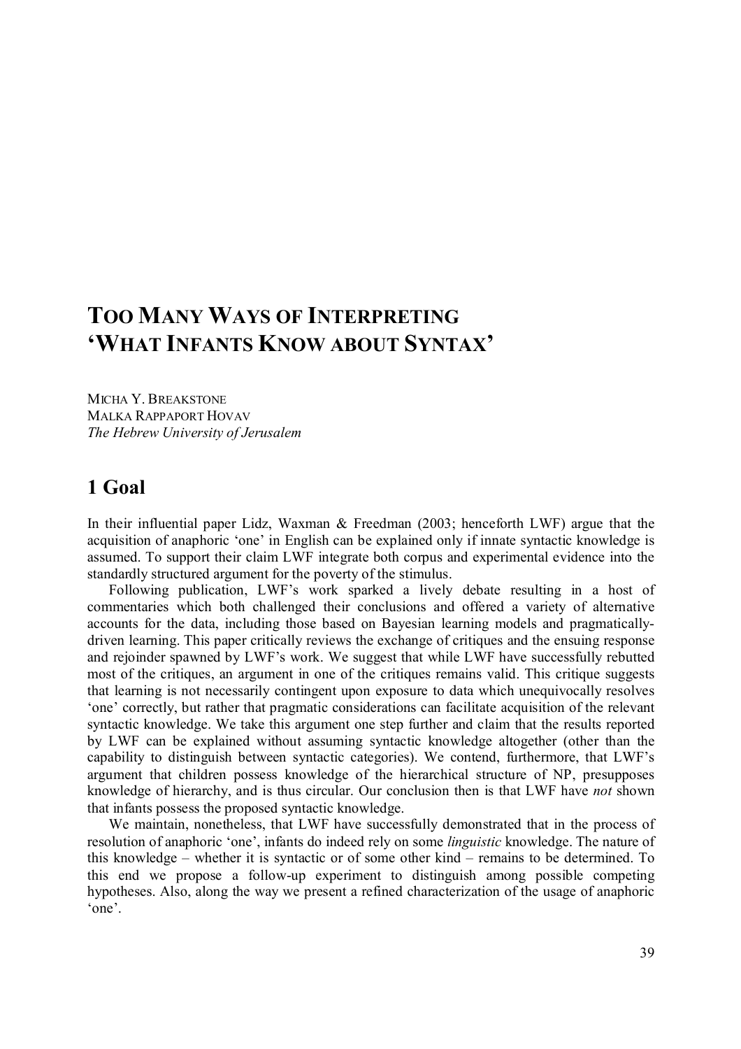# Too Many Ways of Interpreting 'What Infants Know about Syntax'

Micha Y. Breakstone
Malka Rappaport Hovav
*The Hebrew University of Jerusalem*

## 1 Goal

In their influential paper Lidz, Waxman & Freedman (2003; henceforth LWF) argue that the acquisition of anaphoric 'one' in English can be explained only if innate syntactic knowledge is assumed. To support their claim LWF integrate both corpus and experimental evidence into the standardly structured argument for the poverty of the stimulus.

Following publication, LWF's work sparked a lively debate resulting in a host of commentaries which both challenged their conclusions and offered a variety of alternative accounts for the data, including those based on Bayesian learning models and pragmatically-driven learning. This paper critically reviews the exchange of critiques and the ensuing response and rejoinder spawned by LWF's work. We suggest that while LWF have successfully rebutted most of the critiques, an argument in one of the critiques remains valid. This critique suggests that learning is not necessarily contingent upon exposure to data which unequivocally resolves 'one' correctly, but rather that pragmatic considerations can facilitate acquisition of the relevant syntactic knowledge. We take this argument one step further and claim that the results reported by LWF can be explained without assuming syntactic knowledge altogether (other than the capability to distinguish between syntactic categories). We contend, furthermore, that LWF's argument that children possess knowledge of the hierarchical structure of NP, presupposes knowledge of hierarchy, and is thus circular. Our conclusion then is that LWF have *not* shown that infants possess the proposed syntactic knowledge.

We maintain, nonetheless, that LWF have successfully demonstrated that in the process of resolution of anaphoric 'one', infants do indeed rely on some *linguistic* knowledge. The nature of this knowledge – whether it is syntactic or of some other kind – remains to be determined. To this end we propose a follow-up experiment to distinguish among possible competing hypotheses. Also, along the way we present a refined characterization of the usage of anaphoric 'one'.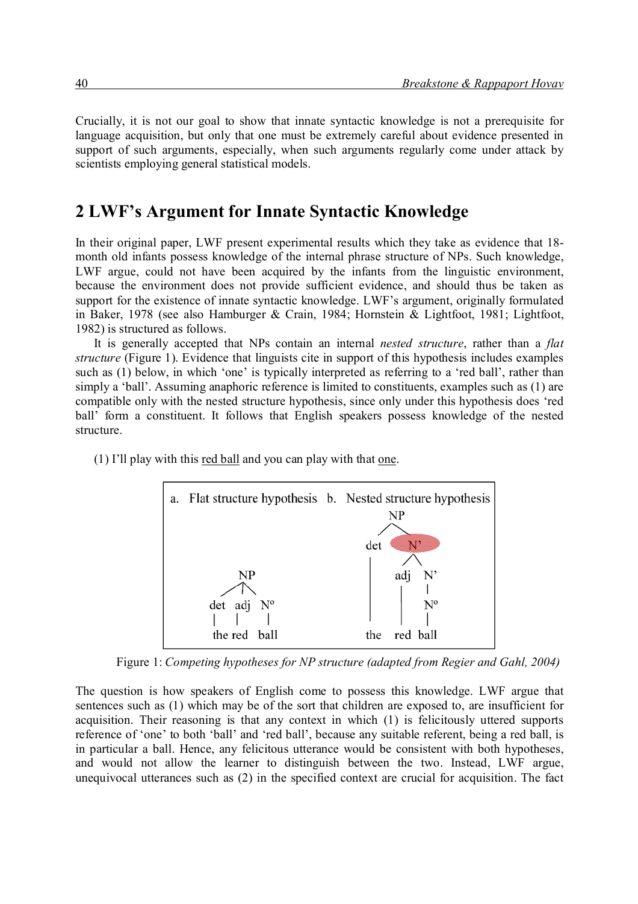Crucially, it is not our goal to show that innate syntactic knowledge is not a prerequisite for language acquisition, but only that one must be extremely careful about evidence presented in support of such arguments, especially, when such arguments regularly come under attack by scientists employing general statistical models.

## 2 LWF's Argument for Innate Syntactic Knowledge

In their original paper, LWF present experimental results which they take as evidence that 18-month old infants possess knowledge of the internal phrase structure of NPs. Such knowledge, LWF argue, could not have been acquired by the infants from the linguistic environment, because the environment does not provide sufficient evidence, and should thus be taken as support for the existence of innate syntactic knowledge. LWF's argument, originally formulated in Baker, 1978 (see also Hamburger & Crain, 1984; Hornstein & Lightfoot, 1981; Lightfoot, 1982) is structured as follows.

It is generally accepted that NPs contain an internal *nested structure*, rather than a *flat structure* (Figure 1). Evidence that linguists cite in support of this hypothesis includes examples such as (1) below, in which 'one' is typically interpreted as referring to a 'red ball', rather than simply a 'ball'. Assuming anaphoric reference is limited to constituents, examples such as (1) are compatible only with the nested structure hypothesis, since only under this hypothesis does 'red ball' form a constituent. It follows that English speakers possess knowledge of the nested structure.

(1) I'll play with this <u>red ball</u> and you can play with that <u>one</u>.

a. Flat structure hypothesis

```
      NP
   /  |   \
det  adj  N°
 |    |    |
the  red  ball
```

b. Nested structure hypothesis

```
        NP
       /   \
    det     N'
     |     /   \
     |   adj    N'
     |    |     |
     |    |     N°
     |    |     |
    the  red   ball
```

Figure 1: *Competing hypotheses for NP structure (adapted from Regier and Gahl, 2004)*

The question is how speakers of English come to possess this knowledge. LWF argue that sentences such as (1) which may be of the sort that children are exposed to, are insufficient for acquisition. Their reasoning is that any context in which (1) is felicitously uttered supports reference of 'one' to both 'ball' and 'red ball', because any suitable referent, being a red ball, is in particular a ball. Hence, any felicitous utterance would be consistent with both hypotheses, and would not allow the learner to distinguish between the two. Instead, LWF argue, unequivocal utterances such as (2) in the specified context are crucial for acquisition. The fact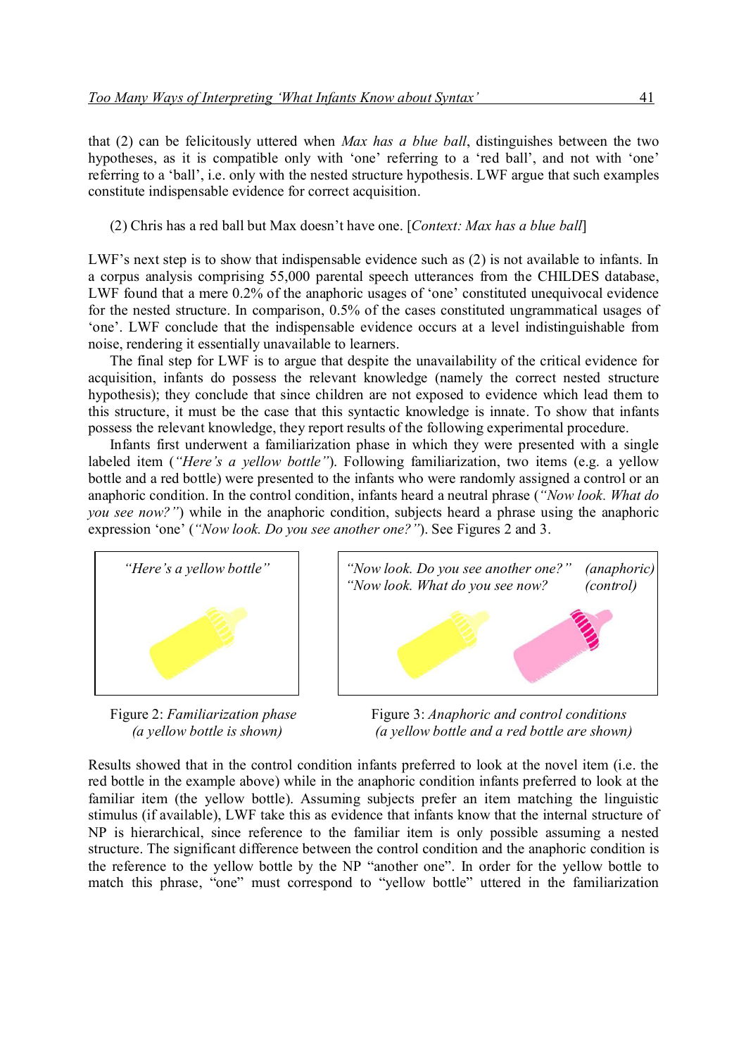that (2) can be felicitously uttered when *Max has a blue ball*, distinguishes between the two hypotheses, as it is compatible only with 'one' referring to a 'red ball', and not with 'one' referring to a 'ball', i.e. only with the nested structure hypothesis. LWF argue that such examples constitute indispensable evidence for correct acquisition.

(2) Chris has a red ball but Max doesn't have one. [*Context: Max has a blue ball*]

LWF's next step is to show that indispensable evidence such as (2) is not available to infants. In a corpus analysis comprising 55,000 parental speech utterances from the CHILDES database, LWF found that a mere 0.2% of the anaphoric usages of 'one' constituted unequivocal evidence for the nested structure. In comparison, 0.5% of the cases constituted ungrammatical usages of 'one'. LWF conclude that the indispensable evidence occurs at a level indistinguishable from noise, rendering it essentially unavailable to learners.

The final step for LWF is to argue that despite the unavailability of the critical evidence for acquisition, infants do possess the relevant knowledge (namely the correct nested structure hypothesis); they conclude that since children are not exposed to evidence which lead them to this structure, it must be the case that this syntactic knowledge is innate. To show that infants possess the relevant knowledge, they report results of the following experimental procedure.

Infants first underwent a familiarization phase in which they were presented with a single labeled item (*"Here's a yellow bottle"*). Following familiarization, two items (e.g. a yellow bottle and a red bottle) were presented to the infants who were randomly assigned a control or an anaphoric condition. In the control condition, infants heard a neutral phrase (*"Now look. What do you see now?"*) while in the anaphoric condition, subjects heard a phrase using the anaphoric expression 'one' (*"Now look. Do you see another one?"*). See Figures 2 and 3.

*"Here's a yellow bottle"*

Figure 2: *Familiarization phase (a yellow bottle is shown)*

*"Now look. Do you see another one?"* *(anaphoric)*
*"Now look. What do you see now?* *(control)*

Figure 3: *Anaphoric and control conditions (a yellow bottle and a red bottle are shown)*

Results showed that in the control condition infants preferred to look at the novel item (i.e. the red bottle in the example above) while in the anaphoric condition infants preferred to look at the familiar item (the yellow bottle). Assuming subjects prefer an item matching the linguistic stimulus (if available), LWF take this as evidence that infants know that the internal structure of NP is hierarchical, since reference to the familiar item is only possible assuming a nested structure. The significant difference between the control condition and the anaphoric condition is the reference to the yellow bottle by the NP "another one". In order for the yellow bottle to match this phrase, "one" must correspond to "yellow bottle" uttered in the familiarization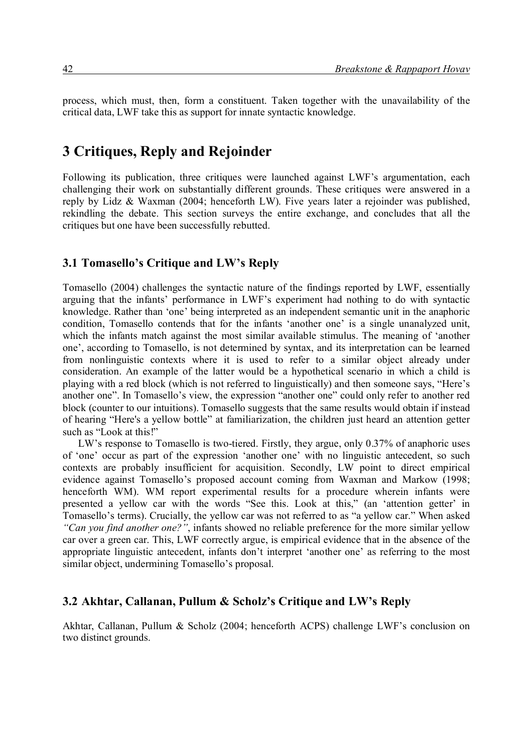process, which must, then, form a constituent. Taken together with the unavailability of the critical data, LWF take this as support for innate syntactic knowledge.

# 3 Critiques, Reply and Rejoinder

Following its publication, three critiques were launched against LWF's argumentation, each challenging their work on substantially different grounds. These critiques were answered in a reply by Lidz & Waxman (2004; henceforth LW). Five years later a rejoinder was published, rekindling the debate. This section surveys the entire exchange, and concludes that all the critiques but one have been successfully rebutted.

## 3.1 Tomasello's Critique and LW's Reply

Tomasello (2004) challenges the syntactic nature of the findings reported by LWF, essentially arguing that the infants' performance in LWF's experiment had nothing to do with syntactic knowledge. Rather than 'one' being interpreted as an independent semantic unit in the anaphoric condition, Tomasello contends that for the infants 'another one' is a single unanalyzed unit, which the infants match against the most similar available stimulus. The meaning of 'another one', according to Tomasello, is not determined by syntax, and its interpretation can be learned from nonlinguistic contexts where it is used to refer to a similar object already under consideration. An example of the latter would be a hypothetical scenario in which a child is playing with a red block (which is not referred to linguistically) and then someone says, "Here's another one". In Tomasello's view, the expression "another one" could only refer to another red block (counter to our intuitions). Tomasello suggests that the same results would obtain if instead of hearing "Here's a yellow bottle" at familiarization, the children just heard an attention getter such as "Look at this!"

LW's response to Tomasello is two-tiered. Firstly, they argue, only 0.37% of anaphoric uses of 'one' occur as part of the expression 'another one' with no linguistic antecedent, so such contexts are probably insufficient for acquisition. Secondly, LW point to direct empirical evidence against Tomasello's proposed account coming from Waxman and Markow (1998; henceforth WM). WM report experimental results for a procedure wherein infants were presented a yellow car with the words "See this. Look at this," (an 'attention getter' in Tomasello's terms). Crucially, the yellow car was not referred to as "a yellow car." When asked *"Can you find another one?"*, infants showed no reliable preference for the more similar yellow car over a green car. This, LWF correctly argue, is empirical evidence that in the absence of the appropriate linguistic antecedent, infants don't interpret 'another one' as referring to the most similar object, undermining Tomasello's proposal.

## 3.2 Akhtar, Callanan, Pullum & Scholz's Critique and LW's Reply

Akhtar, Callanan, Pullum & Scholz (2004; henceforth ACPS) challenge LWF's conclusion on two distinct grounds.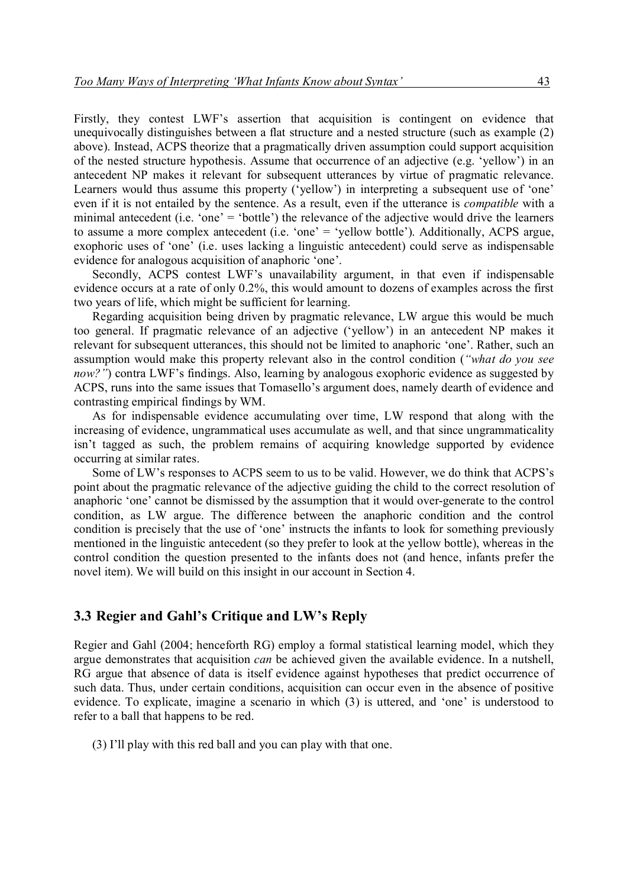Firstly, they contest LWF's assertion that acquisition is contingent on evidence that unequivocally distinguishes between a flat structure and a nested structure (such as example (2) above). Instead, ACPS theorize that a pragmatically driven assumption could support acquisition of the nested structure hypothesis. Assume that occurrence of an adjective (e.g. 'yellow') in an antecedent NP makes it relevant for subsequent utterances by virtue of pragmatic relevance. Learners would thus assume this property ('yellow') in interpreting a subsequent use of 'one' even if it is not entailed by the sentence. As a result, even if the utterance is *compatible* with a minimal antecedent (i.e. 'one' = 'bottle') the relevance of the adjective would drive the learners to assume a more complex antecedent (i.e. 'one' = 'yellow bottle'). Additionally, ACPS argue, exophoric uses of 'one' (i.e. uses lacking a linguistic antecedent) could serve as indispensable evidence for analogous acquisition of anaphoric 'one'.

Secondly, ACPS contest LWF's unavailability argument, in that even if indispensable evidence occurs at a rate of only 0.2%, this would amount to dozens of examples across the first two years of life, which might be sufficient for learning.

Regarding acquisition being driven by pragmatic relevance, LW argue this would be much too general. If pragmatic relevance of an adjective ('yellow') in an antecedent NP makes it relevant for subsequent utterances, this should not be limited to anaphoric 'one'. Rather, such an assumption would make this property relevant also in the control condition (*"what do you see now?"*) contra LWF's findings. Also, learning by analogous exophoric evidence as suggested by ACPS, runs into the same issues that Tomasello's argument does, namely dearth of evidence and contrasting empirical findings by WM.

As for indispensable evidence accumulating over time, LW respond that along with the increasing of evidence, ungrammatical uses accumulate as well, and that since ungrammaticality isn't tagged as such, the problem remains of acquiring knowledge supported by evidence occurring at similar rates.

Some of LW's responses to ACPS seem to us to be valid. However, we do think that ACPS's point about the pragmatic relevance of the adjective guiding the child to the correct resolution of anaphoric 'one' cannot be dismissed by the assumption that it would over-generate to the control condition, as LW argue. The difference between the anaphoric condition and the control condition is precisely that the use of 'one' instructs the infants to look for something previously mentioned in the linguistic antecedent (so they prefer to look at the yellow bottle), whereas in the control condition the question presented to the infants does not (and hence, infants prefer the novel item). We will build on this insight in our account in Section 4.

## 3.3 Regier and Gahl's Critique and LW's Reply

Regier and Gahl (2004; henceforth RG) employ a formal statistical learning model, which they argue demonstrates that acquisition *can* be achieved given the available evidence. In a nutshell, RG argue that absence of data is itself evidence against hypotheses that predict occurrence of such data. Thus, under certain conditions, acquisition can occur even in the absence of positive evidence. To explicate, imagine a scenario in which (3) is uttered, and 'one' is understood to refer to a ball that happens to be red.

(3) I'll play with this red ball and you can play with that one.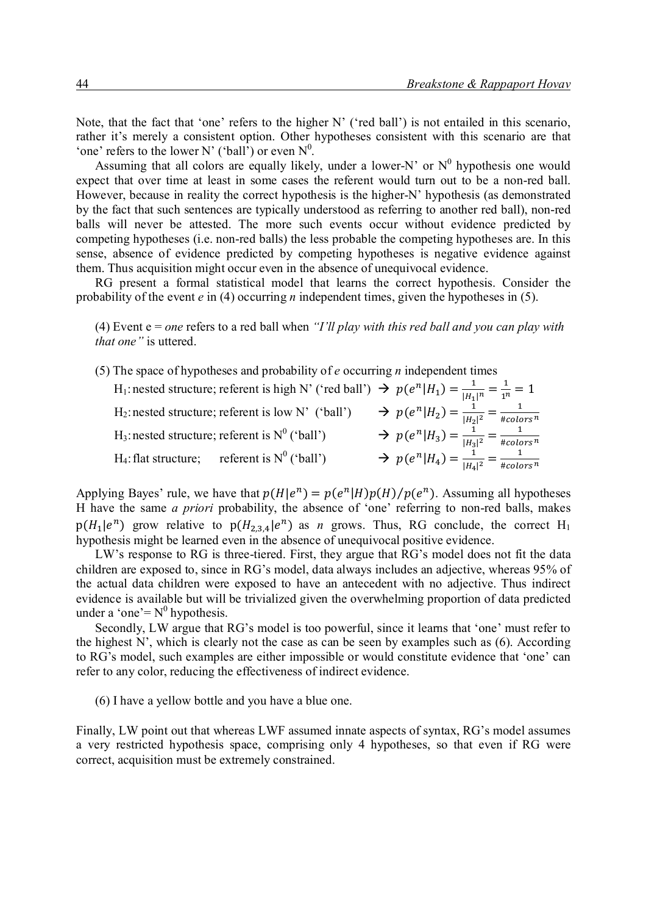Note, that the fact that 'one' refers to the higher N' ('red ball') is not entailed in this scenario, rather it's merely a consistent option. Other hypotheses consistent with this scenario are that 'one' refers to the lower N' ('ball') or even $N^0$.

Assuming that all colors are equally likely, under a lower-N' or $N^0$ hypothesis one would expect that over time at least in some cases the referent would turn out to be a non-red ball. However, because in reality the correct hypothesis is the higher-N' hypothesis (as demonstrated by the fact that such sentences are typically understood as referring to another red ball), non-red balls will never be attested. The more such events occur without evidence predicted by competing hypotheses (i.e. non-red balls) the less probable the competing hypotheses are. In this sense, absence of evidence predicted by competing hypotheses is negative evidence against them. Thus acquisition might occur even in the absence of unequivocal evidence.

RG present a formal statistical model that learns the correct hypothesis. Consider the probability of the event *e* in (4) occurring *n* independent times, given the hypotheses in (5).

(4) Event e = *one* refers to a red ball when *"I'll play with this red ball and you can play with that one"* is uttered.

(5) The space of hypotheses and probability of *e* occurring *n* independent times

$H_1$: nested structure; referent is high N' ('red ball') → $p(e^n|H_1) = \frac{1}{|H_1|^n} = \frac{1}{1^n} = 1$

$H_2$: nested structure; referent is low N' ('ball') → $p(e^n|H_2) = \frac{1}{|H_2|^2} = \frac{1}{\#colors^n}$

$H_3$: nested structure; referent is $N^0$ ('ball') → $p(e^n|H_3) = \frac{1}{|H_3|^2} = \frac{1}{\#colors^n}$

$H_4$: flat structure; referent is $N^0$ ('ball') → $p(e^n|H_4) = \frac{1}{|H_4|^2} = \frac{1}{\#colors^n}$

Applying Bayes' rule, we have that $p(H|e^n) = p(e^n|H)p(H)/p(e^n)$. Assuming all hypotheses H have the same *a priori* probability, the absence of 'one' referring to non-red balls, makes $p(H_1|e^n)$ grow relative to $p(H_{2,3,4}|e^n)$ as *n* grows. Thus, RG conclude, the correct $H_1$ hypothesis might be learned even in the absence of unequivocal positive evidence.

LW's response to RG is three-tiered. First, they argue that RG's model does not fit the data children are exposed to, since in RG's model, data always includes an adjective, whereas 95% of the actual data children were exposed to have an antecedent with no adjective. Thus indirect evidence is available but will be trivialized given the overwhelming proportion of data predicted under a 'one'= $N^0$ hypothesis.

Secondly, LW argue that RG's model is too powerful, since it learns that 'one' must refer to the highest N', which is clearly not the case as can be seen by examples such as (6). According to RG's model, such examples are either impossible or would constitute evidence that 'one' can refer to any color, reducing the effectiveness of indirect evidence.

(6) I have a yellow bottle and you have a blue one.

Finally, LW point out that whereas LWF assumed innate aspects of syntax, RG's model assumes a very restricted hypothesis space, comprising only 4 hypotheses, so that even if RG were correct, acquisition must be extremely constrained.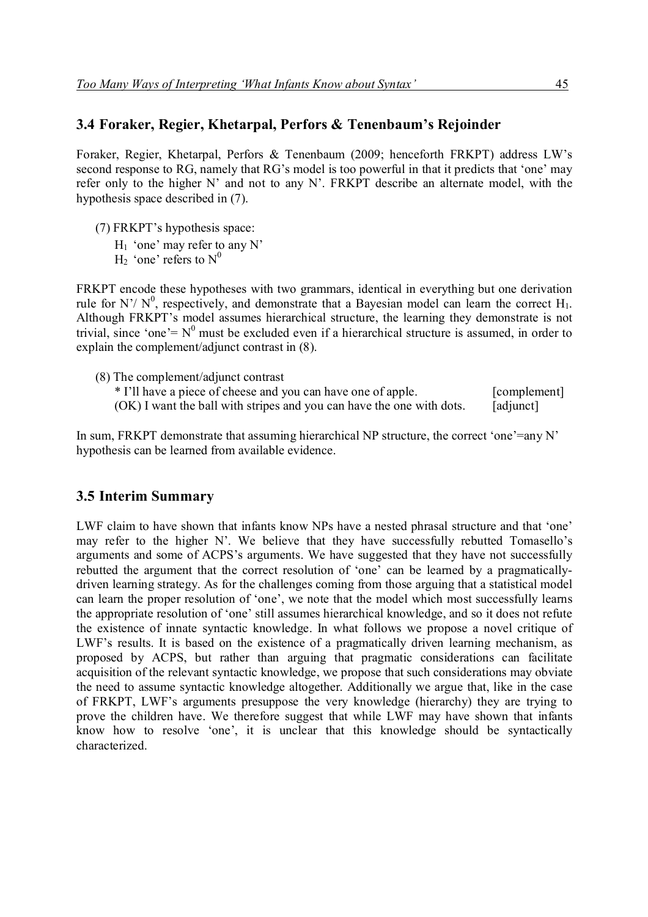### 3.4 Foraker, Regier, Khetarpal, Perfors & Tenenbaum's Rejoinder

Foraker, Regier, Khetarpal, Perfors & Tenenbaum (2009; henceforth FRKPT) address LW's second response to RG, namely that RG's model is too powerful in that it predicts that 'one' may refer only to the higher N' and not to any N'. FRKPT describe an alternate model, with the hypothesis space described in (7).

(7) FRKPT's hypothesis space:

$H_1$ 'one' may refer to any N'
$H_2$ 'one' refers to $N^0$

FRKPT encode these hypotheses with two grammars, identical in everything but one derivation rule for N'/ $N^0$, respectively, and demonstrate that a Bayesian model can learn the correct $H_1$. Although FRKPT's model assumes hierarchical structure, the learning they demonstrate is not trivial, since 'one'= $N^0$ must be excluded even if a hierarchical structure is assumed, in order to explain the complement/adjunct contrast in (8).

(8) The complement/adjunct contrast

| | |
|---|---|
| * I'll have a piece of cheese and you can have one of apple. | [complement] |
| (OK) I want the ball with stripes and you can have the one with dots. | [adjunct] |

In sum, FRKPT demonstrate that assuming hierarchical NP structure, the correct 'one'=any N' hypothesis can be learned from available evidence.

### 3.5 Interim Summary

LWF claim to have shown that infants know NPs have a nested phrasal structure and that 'one' may refer to the higher N'. We believe that they have successfully rebutted Tomasello's arguments and some of ACPS's arguments. We have suggested that they have not successfully rebutted the argument that the correct resolution of 'one' can be learned by a pragmatically-driven learning strategy. As for the challenges coming from those arguing that a statistical model can learn the proper resolution of 'one', we note that the model which most successfully learns the appropriate resolution of 'one' still assumes hierarchical knowledge, and so it does not refute the existence of innate syntactic knowledge. In what follows we propose a novel critique of LWF's results. It is based on the existence of a pragmatically driven learning mechanism, as proposed by ACPS, but rather than arguing that pragmatic considerations can facilitate acquisition of the relevant syntactic knowledge, we propose that such considerations may obviate the need to assume syntactic knowledge altogether. Additionally we argue that, like in the case of FRKPT, LWF's arguments presuppose the very knowledge (hierarchy) they are trying to prove the children have. We therefore suggest that while LWF may have shown that infants know how to resolve 'one', it is unclear that this knowledge should be syntactically characterized.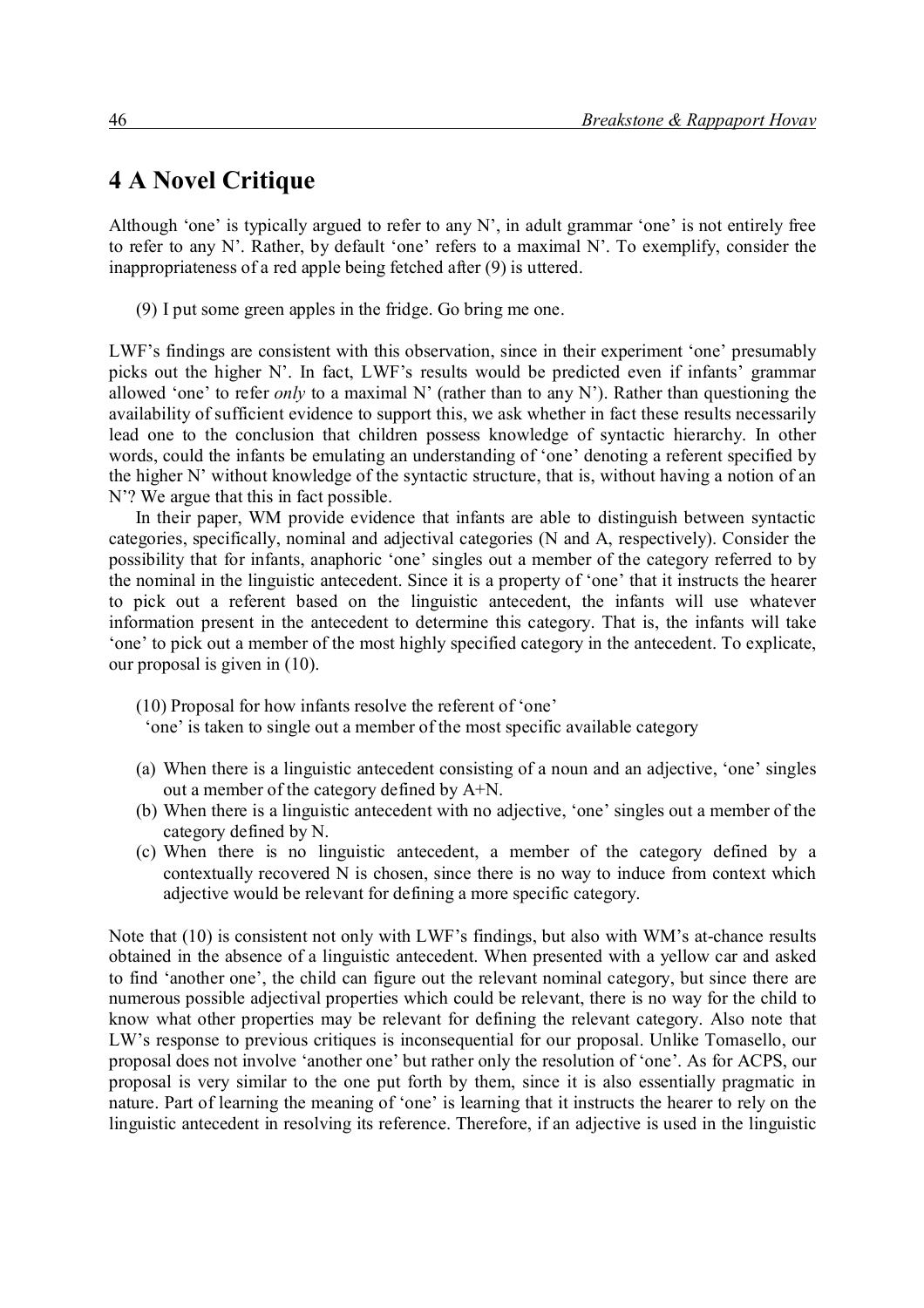# 4 A Novel Critique

Although 'one' is typically argued to refer to any N', in adult grammar 'one' is not entirely free to refer to any N'. Rather, by default 'one' refers to a maximal N'. To exemplify, consider the inappropriateness of a red apple being fetched after (9) is uttered.

(9) I put some green apples in the fridge. Go bring me one.

LWF's findings are consistent with this observation, since in their experiment 'one' presumably picks out the higher N'. In fact, LWF's results would be predicted even if infants' grammar allowed 'one' to refer *only* to a maximal N' (rather than to any N'). Rather than questioning the availability of sufficient evidence to support this, we ask whether in fact these results necessarily lead one to the conclusion that children possess knowledge of syntactic hierarchy. In other words, could the infants be emulating an understanding of 'one' denoting a referent specified by the higher N' without knowledge of the syntactic structure, that is, without having a notion of an N'? We argue that this in fact possible.

In their paper, WM provide evidence that infants are able to distinguish between syntactic categories, specifically, nominal and adjectival categories (N and A, respectively). Consider the possibility that for infants, anaphoric 'one' singles out a member of the category referred to by the nominal in the linguistic antecedent. Since it is a property of 'one' that it instructs the hearer to pick out a referent based on the linguistic antecedent, the infants will use whatever information present in the antecedent to determine this category. That is, the infants will take 'one' to pick out a member of the most highly specified category in the antecedent. To explicate, our proposal is given in (10).

(10) Proposal for how infants resolve the referent of 'one'
'one' is taken to single out a member of the most specific available category

(a) When there is a linguistic antecedent consisting of a noun and an adjective, 'one' singles out a member of the category defined by A+N.
(b) When there is a linguistic antecedent with no adjective, 'one' singles out a member of the category defined by N.
(c) When there is no linguistic antecedent, a member of the category defined by a contextually recovered N is chosen, since there is no way to induce from context which adjective would be relevant for defining a more specific category.

Note that (10) is consistent not only with LWF's findings, but also with WM's at-chance results obtained in the absence of a linguistic antecedent. When presented with a yellow car and asked to find 'another one', the child can figure out the relevant nominal category, but since there are numerous possible adjectival properties which could be relevant, there is no way for the child to know what other properties may be relevant for defining the relevant category. Also note that LW's response to previous critiques is inconsequential for our proposal. Unlike Tomasello, our proposal does not involve 'another one' but rather only the resolution of 'one'. As for ACPS, our proposal is very similar to the one put forth by them, since it is also essentially pragmatic in nature. Part of learning the meaning of 'one' is learning that it instructs the hearer to rely on the linguistic antecedent in resolving its reference. Therefore, if an adjective is used in the linguistic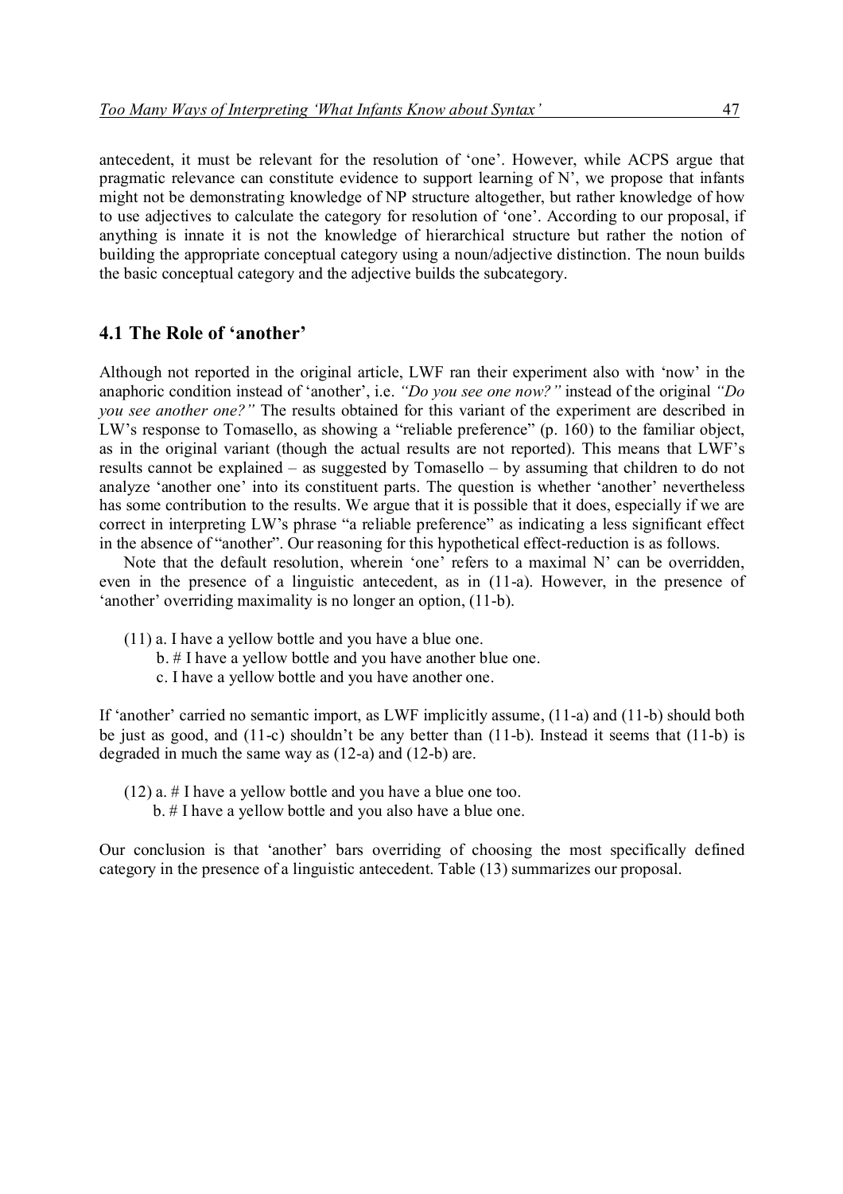antecedent, it must be relevant for the resolution of 'one'. However, while ACPS argue that pragmatic relevance can constitute evidence to support learning of N', we propose that infants might not be demonstrating knowledge of NP structure altogether, but rather knowledge of how to use adjectives to calculate the category for resolution of 'one'. According to our proposal, if anything is innate it is not the knowledge of hierarchical structure but rather the notion of building the appropriate conceptual category using a noun/adjective distinction. The noun builds the basic conceptual category and the adjective builds the subcategory.

## 4.1 The Role of 'another'

Although not reported in the original article, LWF ran their experiment also with 'now' in the anaphoric condition instead of 'another', i.e. *"Do you see one now?"* instead of the original *"Do you see another one?"* The results obtained for this variant of the experiment are described in LW's response to Tomasello, as showing a "reliable preference" (p. 160) to the familiar object, as in the original variant (though the actual results are not reported). This means that LWF's results cannot be explained – as suggested by Tomasello – by assuming that children to do not analyze 'another one' into its constituent parts. The question is whether 'another' nevertheless has some contribution to the results. We argue that it is possible that it does, especially if we are correct in interpreting LW's phrase "a reliable preference" as indicating a less significant effect in the absence of "another". Our reasoning for this hypothetical effect-reduction is as follows.

Note that the default resolution, wherein 'one' refers to a maximal N' can be overridden, even in the presence of a linguistic antecedent, as in (11-a). However, in the presence of 'another' overriding maximality is no longer an option, (11-b).

(11) a. I have a yellow bottle and you have a blue one.
  b. # I have a yellow bottle and you have another blue one.
  c. I have a yellow bottle and you have another one.

If 'another' carried no semantic import, as LWF implicitly assume, (11-a) and (11-b) should both be just as good, and (11-c) shouldn't be any better than (11-b). Instead it seems that (11-b) is degraded in much the same way as (12-a) and (12-b) are.

(12) a. # I have a yellow bottle and you have a blue one too.
  b. # I have a yellow bottle and you also have a blue one.

Our conclusion is that 'another' bars overriding of choosing the most specifically defined category in the presence of a linguistic antecedent. Table (13) summarizes our proposal.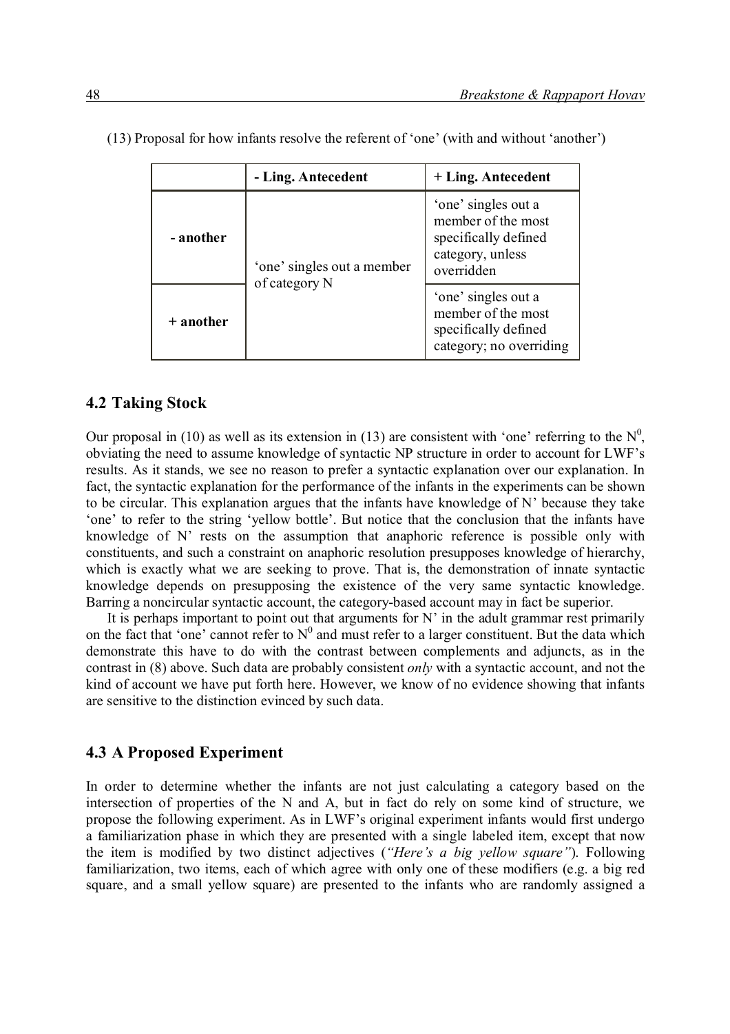(13) Proposal for how infants resolve the referent of 'one' (with and without 'another')

| | - Ling. Antecedent | + Ling. Antecedent |
|---|---|---|
| - another | 'one' singles out a member of category N | 'one' singles out a member of the most specifically defined category, unless overridden |
| + another | | 'one' singles out a member of the most specifically defined category; no overriding |

### 4.2 Taking Stock

Our proposal in (10) as well as its extension in (13) are consistent with 'one' referring to the $N^0$, obviating the need to assume knowledge of syntactic NP structure in order to account for LWF's results. As it stands, we see no reason to prefer a syntactic explanation over our explanation. In fact, the syntactic explanation for the performance of the infants in the experiments can be shown to be circular. This explanation argues that the infants have knowledge of N' because they take 'one' to refer to the string 'yellow bottle'. But notice that the conclusion that the infants have knowledge of N' rests on the assumption that anaphoric reference is possible only with constituents, and such a constraint on anaphoric resolution presupposes knowledge of hierarchy, which is exactly what we are seeking to prove. That is, the demonstration of innate syntactic knowledge depends on presupposing the existence of the very same syntactic knowledge. Barring a noncircular syntactic account, the category-based account may in fact be superior.

It is perhaps important to point out that arguments for N' in the adult grammar rest primarily on the fact that 'one' cannot refer to $N^0$ and must refer to a larger constituent. But the data which demonstrate this have to do with the contrast between complements and adjuncts, as in the contrast in (8) above. Such data are probably consistent *only* with a syntactic account, and not the kind of account we have put forth here. However, we know of no evidence showing that infants are sensitive to the distinction evinced by such data.

### 4.3 A Proposed Experiment

In order to determine whether the infants are not just calculating a category based on the intersection of properties of the N and A, but in fact do rely on some kind of structure, we propose the following experiment. As in LWF's original experiment infants would first undergo a familiarization phase in which they are presented with a single labeled item, except that now the item is modified by two distinct adjectives (*"Here's a big yellow square"*). Following familiarization, two items, each of which agree with only one of these modifiers (e.g. a big red square, and a small yellow square) are presented to the infants who are randomly assigned a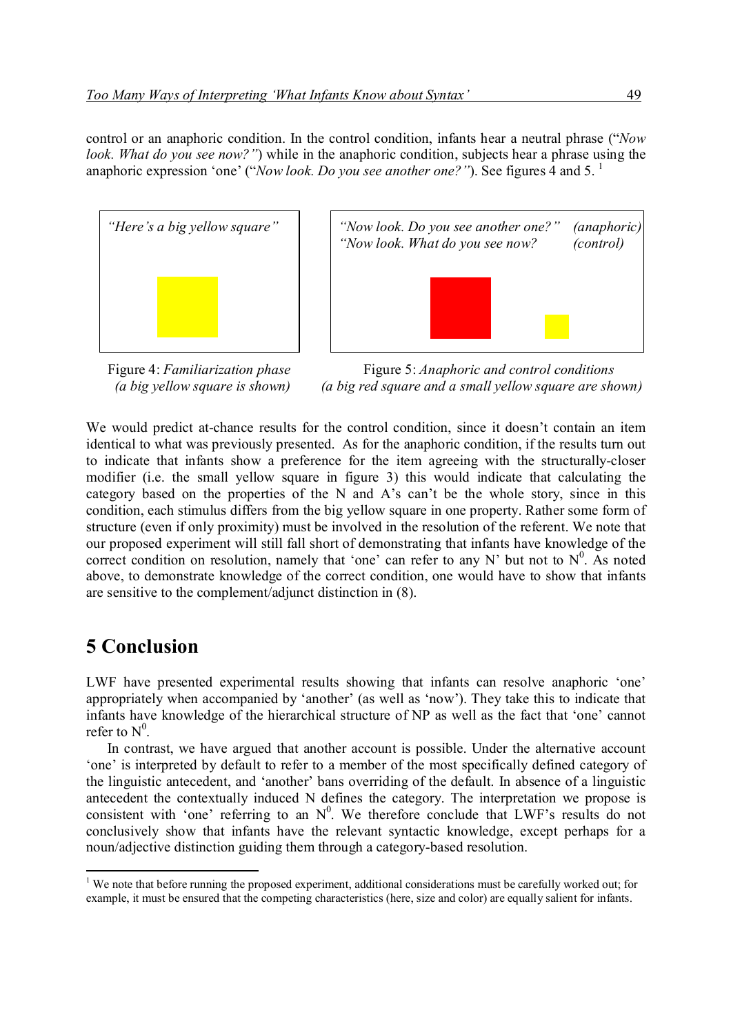control or an anaphoric condition. In the control condition, infants hear a neutral phrase ("*Now look. What do you see now?"*) while in the anaphoric condition, subjects hear a phrase using the anaphoric expression 'one' ("*Now look. Do you see another one?"*). See figures 4 and 5. [1]

*"Here's a big yellow square"*

Figure 4: *Familiarization phase (a big yellow square is shown)*

*"Now look. Do you see another one?"* *(anaphoric)*
*"Now look. What do you see now?* *(control)*

Figure 5: *Anaphoric and control conditions (a big red square and a small yellow square are shown)*

We would predict at-chance results for the control condition, since it doesn't contain an item identical to what was previously presented. As for the anaphoric condition, if the results turn out to indicate that infants show a preference for the item agreeing with the structurally-closer modifier (i.e. the small yellow square in figure 3) this would indicate that calculating the category based on the properties of the N and A's can't be the whole story, since in this condition, each stimulus differs from the big yellow square in one property. Rather some form of structure (even if only proximity) must be involved in the resolution of the referent. We note that our proposed experiment will still fall short of demonstrating that infants have knowledge of the correct condition on resolution, namely that 'one' can refer to any N' but not to $N^0$. As noted above, to demonstrate knowledge of the correct condition, one would have to show that infants are sensitive to the complement/adjunct distinction in (8).

## 5 Conclusion

LWF have presented experimental results showing that infants can resolve anaphoric 'one' appropriately when accompanied by 'another' (as well as 'now'). They take this to indicate that infants have knowledge of the hierarchical structure of NP as well as the fact that 'one' cannot refer to $N^0$.

In contrast, we have argued that another account is possible. Under the alternative account 'one' is interpreted by default to refer to a member of the most specifically defined category of the linguistic antecedent, and 'another' bans overriding of the default. In absence of a linguistic antecedent the contextually induced N defines the category. The interpretation we propose is consistent with 'one' referring to an $N^0$. We therefore conclude that LWF's results do not conclusively show that infants have the relevant syntactic knowledge, except perhaps for a noun/adjective distinction guiding them through a category-based resolution.

[1] We note that before running the proposed experiment, additional considerations must be carefully worked out; for example, it must be ensured that the competing characteristics (here, size and color) are equally salient for infants.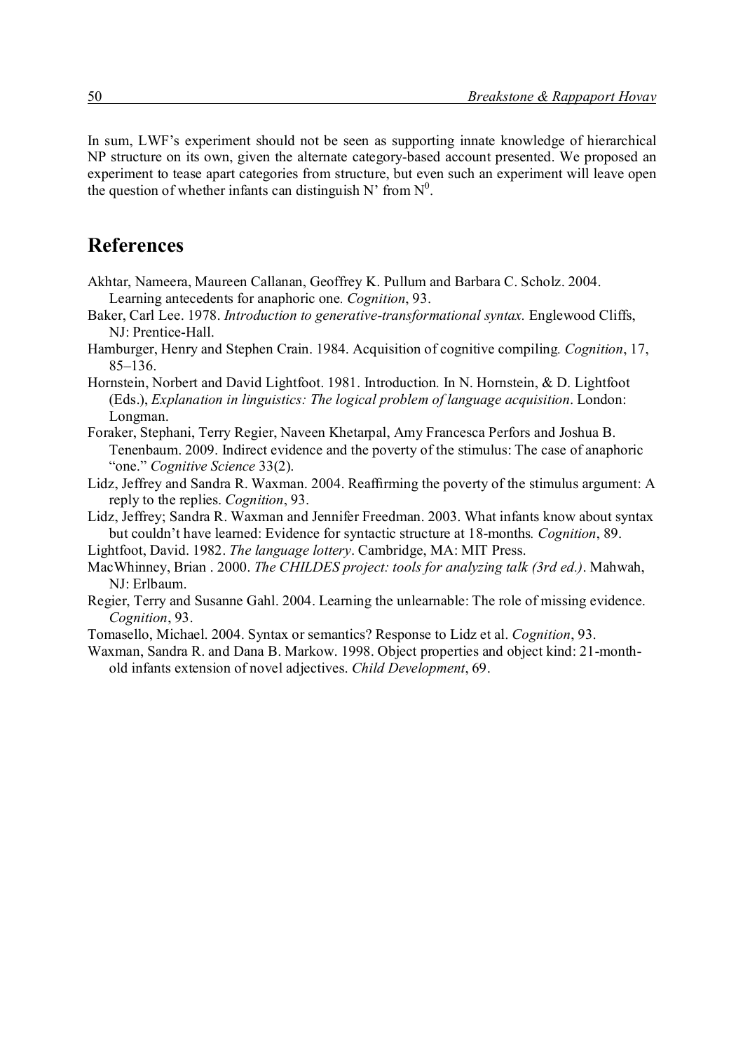In sum, LWF's experiment should not be seen as supporting innate knowledge of hierarchical NP structure on its own, given the alternate category-based account presented. We proposed an experiment to tease apart categories from structure, but even such an experiment will leave open the question of whether infants can distinguish N' from $N^0$.

## References

Akhtar, Nameera, Maureen Callanan, Geoffrey K. Pullum and Barbara C. Scholz. 2004. Learning antecedents for anaphoric one. *Cognition*, 93.

Baker, Carl Lee. 1978. *Introduction to generative-transformational syntax.* Englewood Cliffs, NJ: Prentice-Hall.

Hamburger, Henry and Stephen Crain. 1984. Acquisition of cognitive compiling. *Cognition*, 17, 85–136.

Hornstein, Norbert and David Lightfoot. 1981. Introduction. In N. Hornstein, & D. Lightfoot (Eds.), *Explanation in linguistics: The logical problem of language acquisition*. London: Longman.

Foraker, Stephani, Terry Regier, Naveen Khetarpal, Amy Francesca Perfors and Joshua B. Tenenbaum. 2009. Indirect evidence and the poverty of the stimulus: The case of anaphoric "one." *Cognitive Science* 33(2).

Lidz, Jeffrey and Sandra R. Waxman. 2004. Reaffirming the poverty of the stimulus argument: A reply to the replies. *Cognition*, 93.

Lidz, Jeffrey; Sandra R. Waxman and Jennifer Freedman. 2003. What infants know about syntax but couldn't have learned: Evidence for syntactic structure at 18-months. *Cognition*, 89.

Lightfoot, David. 1982. *The language lottery*. Cambridge, MA: MIT Press.

MacWhinney, Brian . 2000. *The CHILDES project: tools for analyzing talk (3rd ed.)*. Mahwah, NJ: Erlbaum.

Regier, Terry and Susanne Gahl. 2004. Learning the unlearnable: The role of missing evidence. *Cognition*, 93.

Tomasello, Michael. 2004. Syntax or semantics? Response to Lidz et al. *Cognition*, 93.

Waxman, Sandra R. and Dana B. Markow. 1998. Object properties and object kind: 21-month-old infants extension of novel adjectives. *Child Development*, 69.